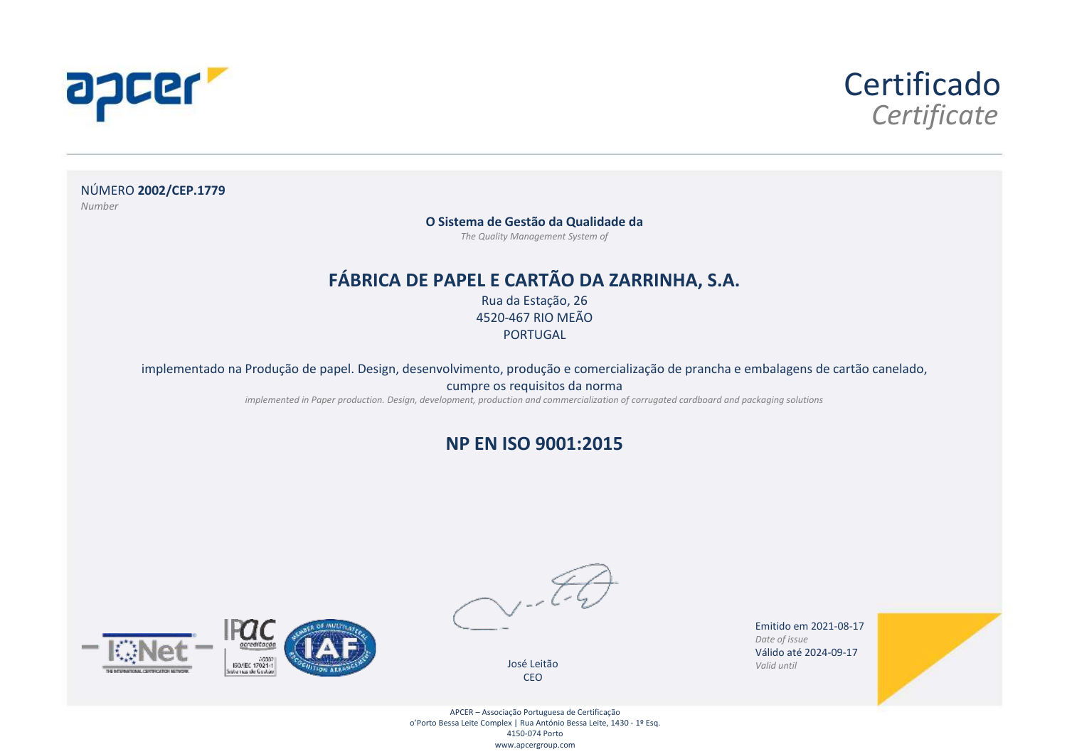apcer

# Certificado
*Certificate*

NÚMERO **2002/CEP.1779**
*Number*

**O Sistema de Gestão da Qualidade da**
*The Quality Management System of*

## FÁBRICA DE PAPEL E CARTÃO DA ZARRINHA, S.A.

Rua da Estação, 26
4520-467 RIO MEÃO
PORTUGAL

implementado na Produção de papel. Design, desenvolvimento, produção e comercialização de prancha e embalagens de cartão canelado, cumpre os requisitos da norma
*implemented in Paper production. Design, development, production and commercialization of corrugated cardboard and packaging solutions*

## NP EN ISO 9001:2015

José Leitão
CEO

Emitido em 2021-08-17
*Date of issue*
Válido até 2024-09-17
*Valid until*

APCER – Associação Portuguesa de Certificação
o'Porto Bessa Leite Complex | Rua António Bessa Leite, 1430 - 1º Esq.
4150-074 Porto
www.apcergroup.com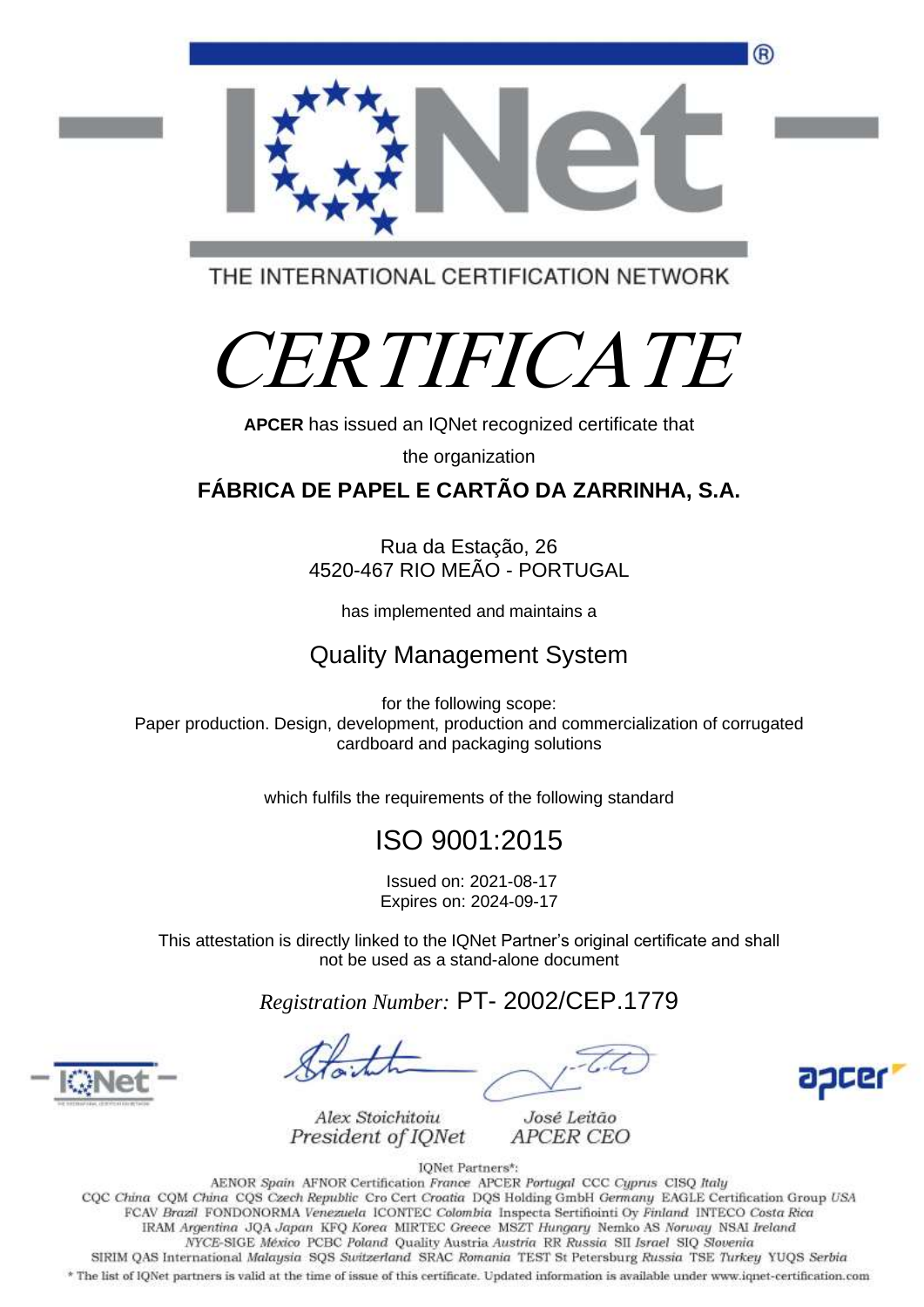THE INTERNATIONAL CERTIFICATION NETWORK

# CERTIFICATE

**APCER** has issued an IQNet recognized certificate that

the organization

## FÁBRICA DE PAPEL E CARTÃO DA ZARRINHA, S.A.

Rua da Estação, 26
4520-467 RIO MEÃO - PORTUGAL

has implemented and maintains a

## Quality Management System

for the following scope:
Paper production. Design, development, production and commercialization of corrugated cardboard and packaging solutions

which fulfils the requirements of the following standard

## ISO 9001:2015

Issued on: 2021-08-17
Expires on: 2024-09-17

This attestation is directly linked to the IQNet Partner's original certificate and shall not be used as a stand-alone document

*Registration Number:* PT- 2002/CEP.1779

*Alex Stoichitoiu*
*President of IQNet*

*José Leitão*
*APCER CEO*

IQNet Partners*:

AENOR *Spain* AFNOR Certification *France* APCER *Portugal* CCC *Cyprus* CISQ *Italy*
CQC *China* CQM *China* CQS *Czech Republic* Cro Cert *Croatia* DQS Holding GmbH *Germany* EAGLE Certification Group *USA*
FCAV *Brazil* FONDONORMA *Venezuela* ICONTEC *Colombia* Inspecta Sertifiointi Oy *Finland* INTECO *Costa Rica*
IRAM *Argentina* JQA *Japan* KFQ *Korea* MIRTEC *Greece* MSZT *Hungary* Nemko AS *Norway* NSAI *Ireland*
*NYCE*-SIGE *México* PCBC *Poland* Quality Austria *Austria* RR *Russia* SII *Israel* SIQ *Slovenia*
SIRIM QAS International *Malaysia* SQS *Switzerland* SRAC *Romania* TEST St Petersburg *Russia* TSE *Turkey* YUQS *Serbia*

\* The list of IQNet partners is valid at the time of issue of this certificate. Updated information is available under www.iqnet-certification.com